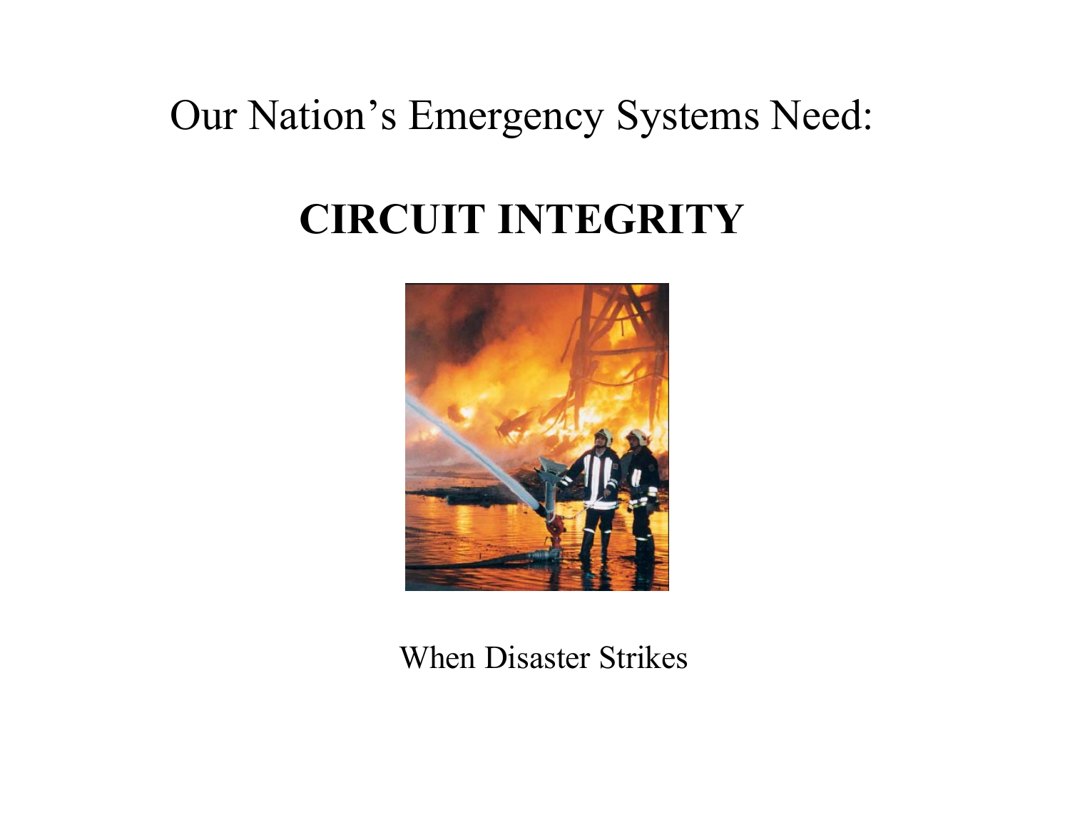Our Nation's Emergency Systems Need:

# CIRCUIT INTEGRITY

When Disaster Strikes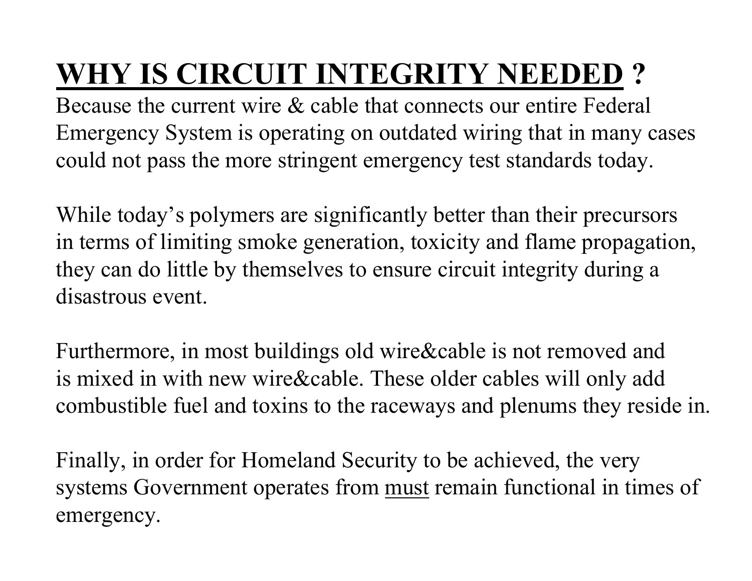# <u>WHY IS CIRCUIT INTEGRITY NEEDED</u> ?

Because the current wire & cable that connects our entire Federal Emergency System is operating on outdated wiring that in many cases could not pass the more stringent emergency test standards today.

While today's polymers are significantly better than their precursors in terms of limiting smoke generation, toxicity and flame propagation, they can do little by themselves to ensure circuit integrity during a disastrous event.

Furthermore, in most buildings old wire&cable is not removed and is mixed in with new wire&cable. These older cables will only add combustible fuel and toxins to the raceways and plenums they reside in.

Finally, in order for Homeland Security to be achieved, the very systems Government operates from <u>must</u> remain functional in times of emergency.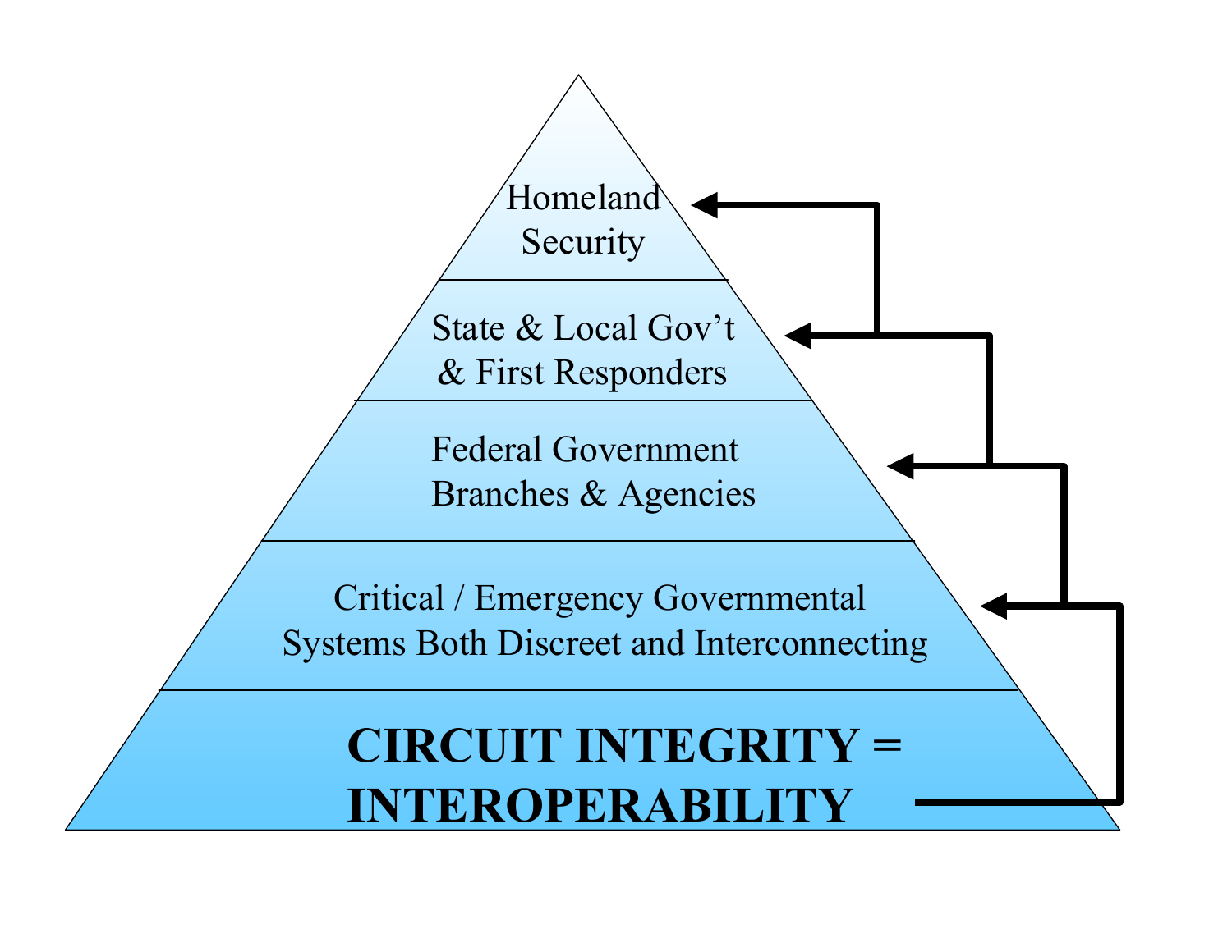Homeland Security

State & Local Gov't & First Responders

Federal Government Branches & Agencies

Critical / Emergency Governmental Systems Both Discreet and Interconnecting

**CIRCUIT INTEGRITY = INTEROPERABILITY**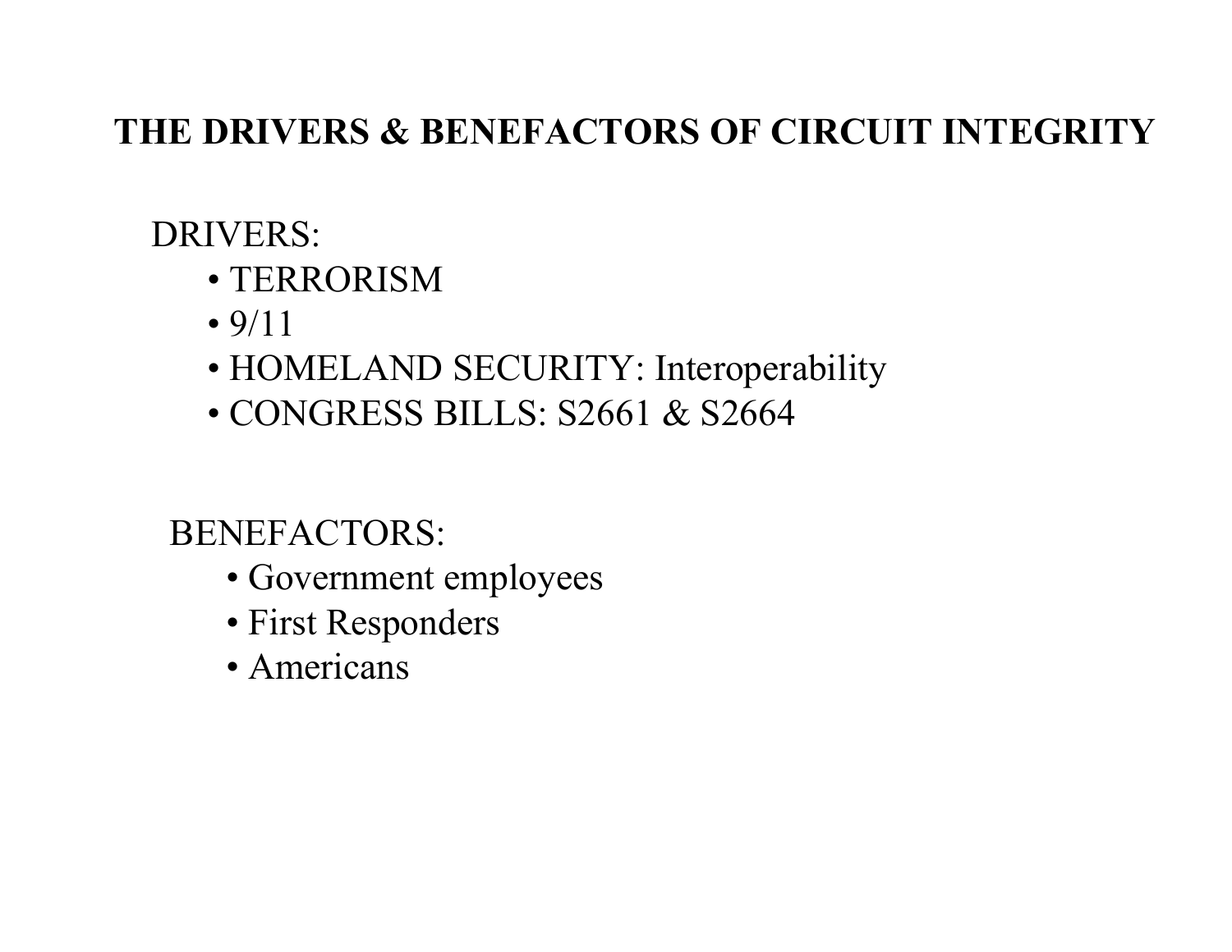# THE DRIVERS & BENEFACTORS OF CIRCUIT INTEGRITY

DRIVERS:

- TERRORISM
- 9/11
- HOMELAND SECURITY: Interoperability
- CONGRESS BILLS: S2661 & S2664

BENEFACTORS:

- Government employees
- First Responders
- Americans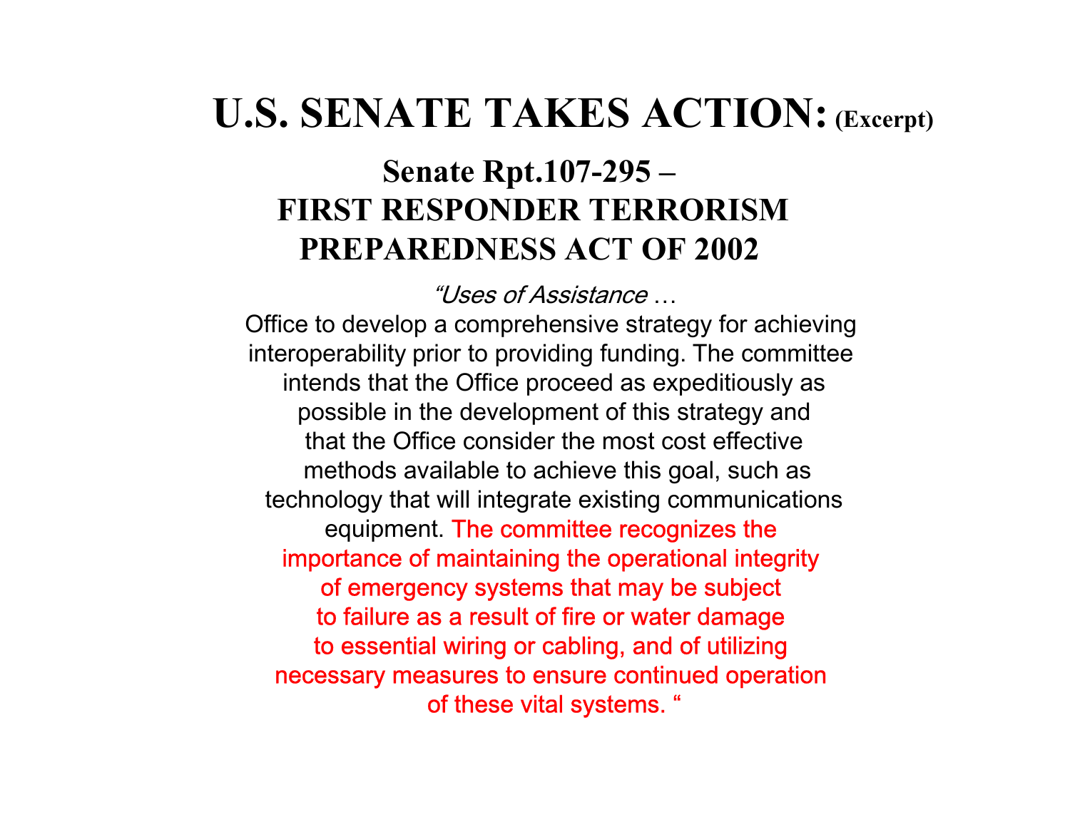# U.S. SENATE TAKES ACTION: (Excerpt)

## Senate Rpt.107-295 – FIRST RESPONDER TERRORISM PREPAREDNESS ACT OF 2002

*"Uses of Assistance* …

Office to develop a comprehensive strategy for achieving interoperability prior to providing funding. The committee intends that the Office proceed as expeditiously as possible in the development of this strategy and that the Office consider the most cost effective methods available to achieve this goal, such as technology that will integrate existing communications equipment. The committee recognizes the importance of maintaining the operational integrity of emergency systems that may be subject to failure as a result of fire or water damage to essential wiring or cabling, and of utilizing necessary measures to ensure continued operation of these vital systems. "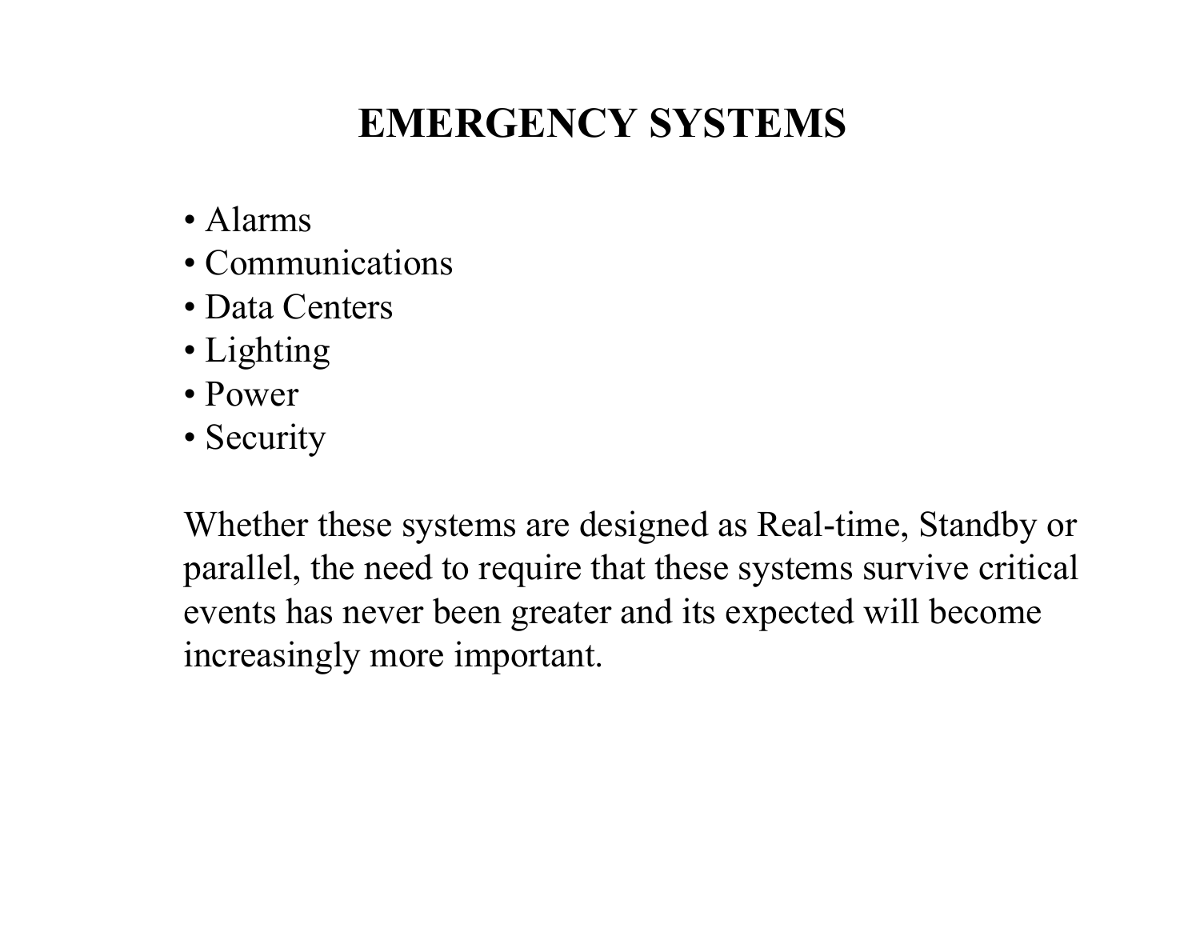# EMERGENCY SYSTEMS

- Alarms
- Communications
- Data Centers
- Lighting
- Power
- Security

Whether these systems are designed as Real-time, Standby or parallel, the need to require that these systems survive critical events has never been greater and its expected will become increasingly more important.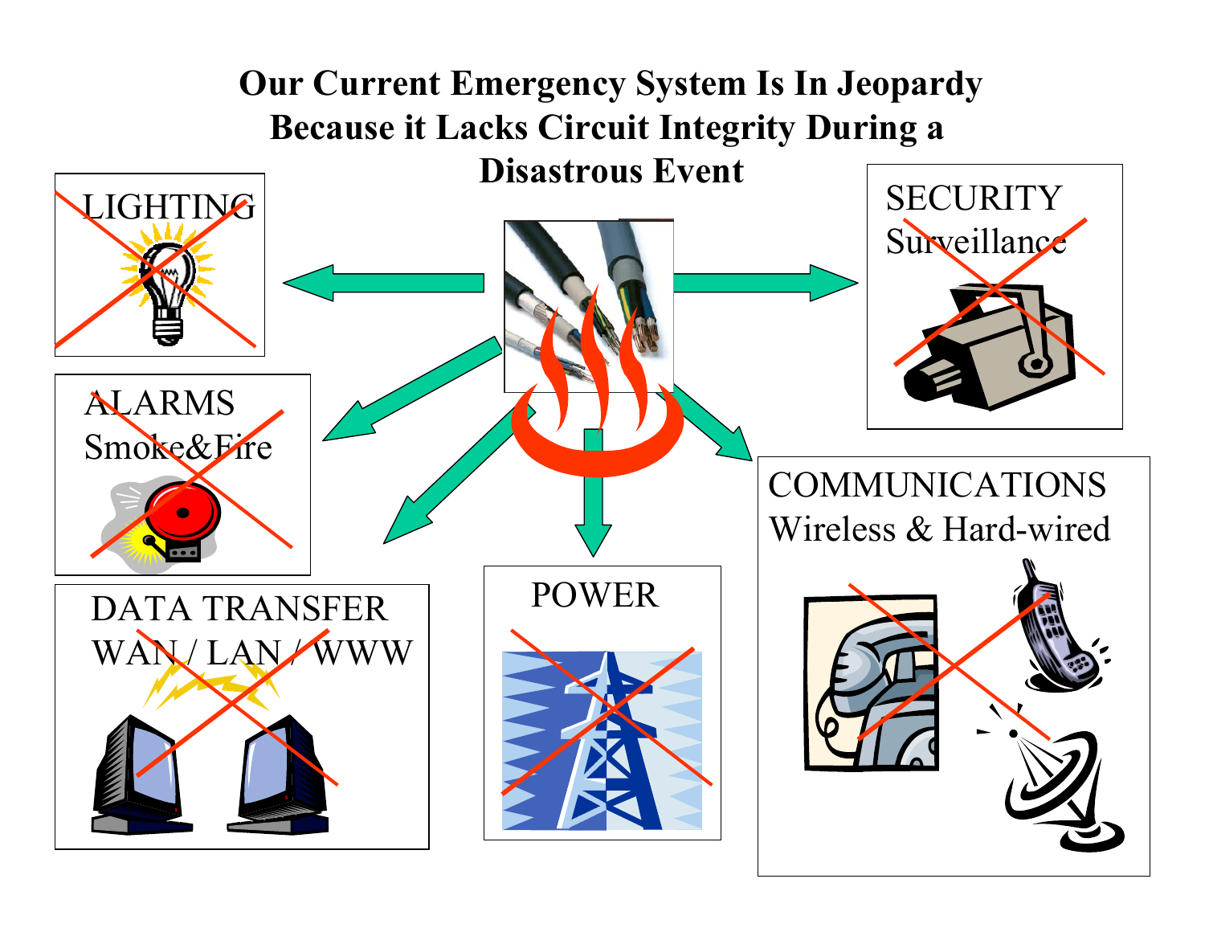# Our Current Emergency System Is In Jeopardy Because it Lacks Circuit Integrity During a Disastrous Event

LIGHTING

SECURITY
Surveillance

ALARMS
Smoke&Fire

COMMUNICATIONS
Wireless & Hard-wired

DATA TRANSFER
WAN / LAN / WWW

POWER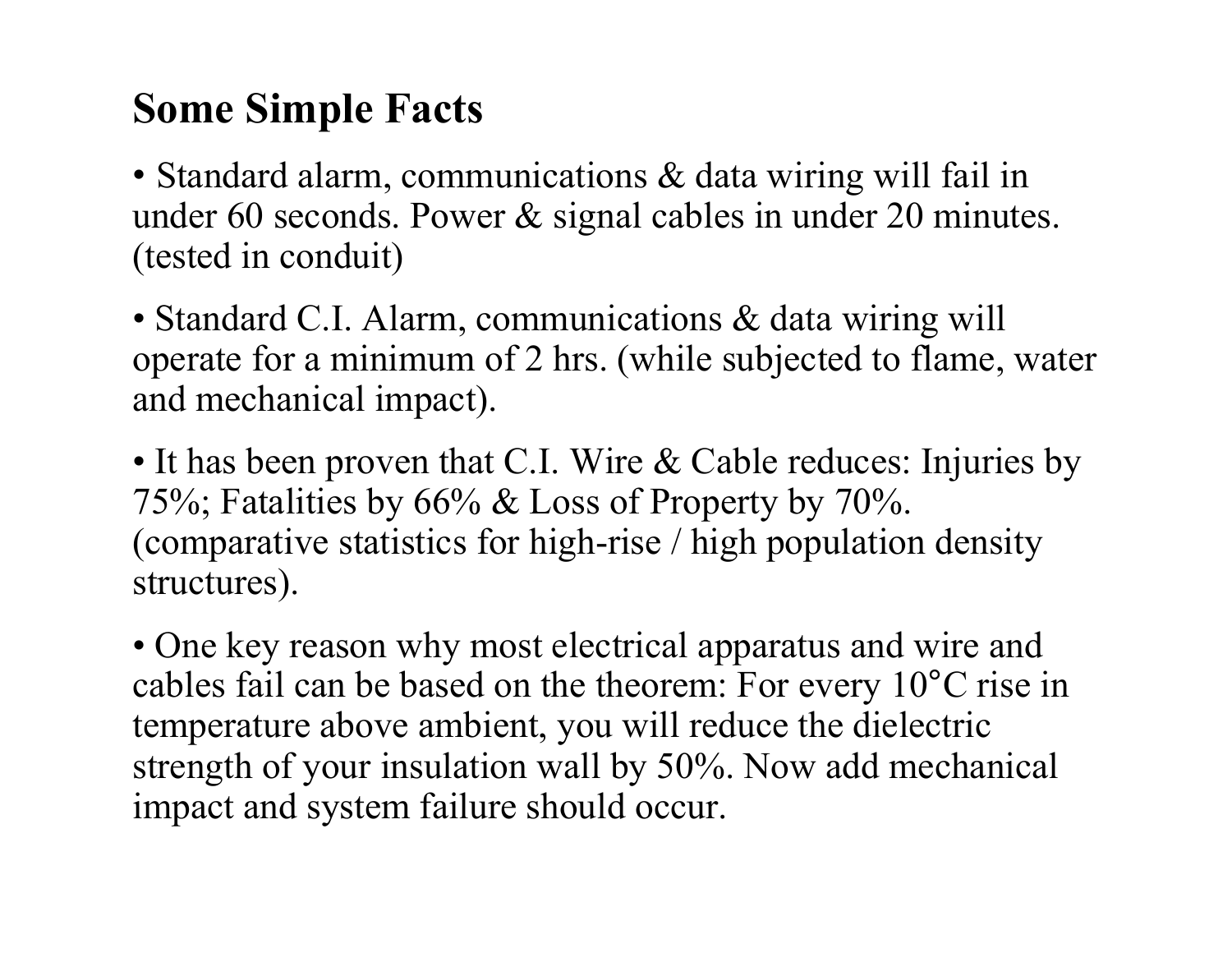## Some Simple Facts

- Standard alarm, communications & data wiring will fail in under 60 seconds. Power & signal cables in under 20 minutes. (tested in conduit)
- Standard C.I. Alarm, communications & data wiring will operate for a minimum of 2 hrs. (while subjected to flame, water and mechanical impact).
- It has been proven that C.I. Wire & Cable reduces: Injuries by 75%; Fatalities by 66% & Loss of Property by 70%. (comparative statistics for high-rise / high population density structures).
- One key reason why most electrical apparatus and wire and cables fail can be based on the theorem: For every 10°C rise in temperature above ambient, you will reduce the dielectric strength of your insulation wall by 50%. Now add mechanical impact and system failure should occur.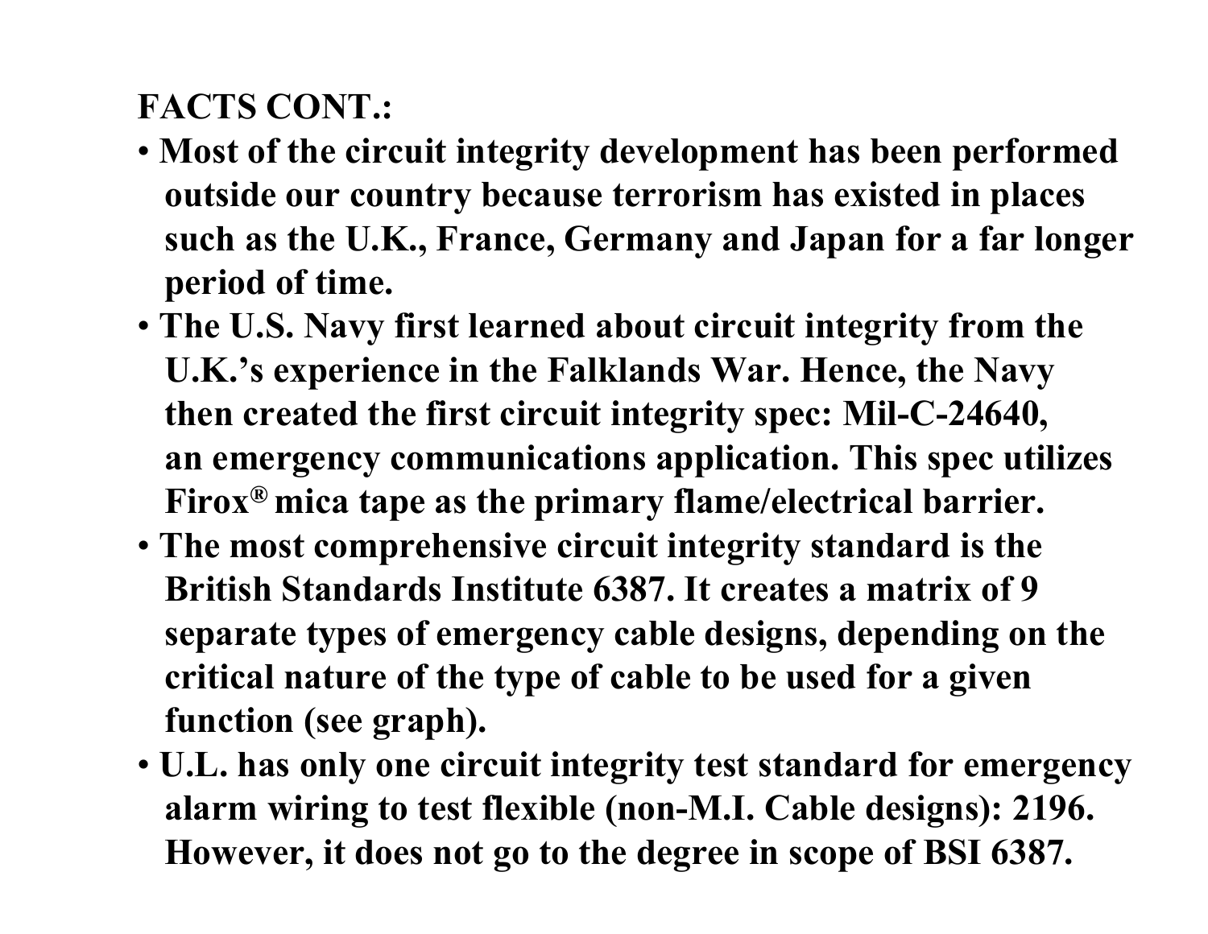**FACTS CONT.:**

- **Most of the circuit integrity development has been performed outside our country because terrorism has existed in places such as the U.K., France, Germany and Japan for a far longer period of time.**
- **The U.S. Navy first learned about circuit integrity from the U.K.'s experience in the Falklands War. Hence, the Navy then created the first circuit integrity spec: Mil-C-24640, an emergency communications application. This spec utilizes Firox® mica tape as the primary flame/electrical barrier.**
- **The most comprehensive circuit integrity standard is the British Standards Institute 6387. It creates a matrix of 9 separate types of emergency cable designs, depending on the critical nature of the type of cable to be used for a given function (see graph).**
- **U.L. has only one circuit integrity test standard for emergency alarm wiring to test flexible (non-M.I. Cable designs): 2196. However, it does not go to the degree in scope of BSI 6387.**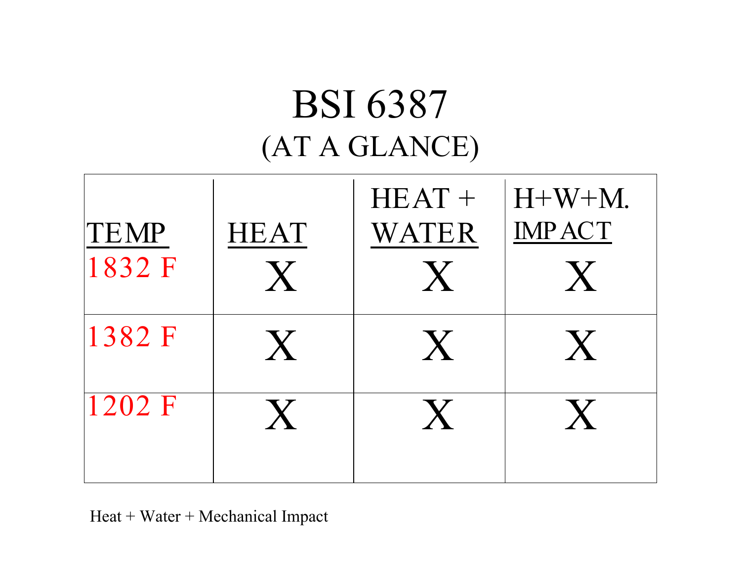# BSI 6387

## (AT A GLANCE)

| TEMP | HEAT | HEAT + WATER | H+W+M. IMPACT |
|---|---|---|---|
| 1832 F | X | X | X |
| 1382 F | X | X | X |
| 1202 F | X | X | X |

Heat + Water + Mechanical Impact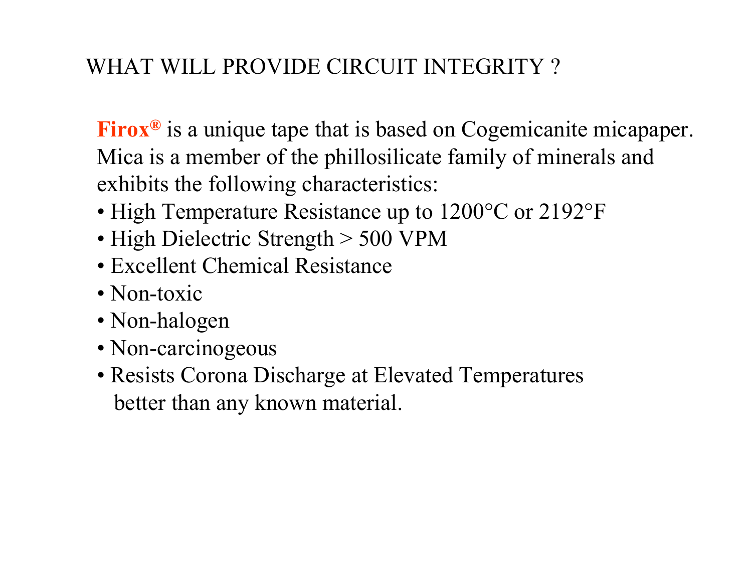# WHAT WILL PROVIDE CIRCUIT INTEGRITY ?

**Firox®** is a unique tape that is based on Cogemicanite micapaper. Mica is a member of the phillosilicate family of minerals and exhibits the following characteristics:

- High Temperature Resistance up to 1200°C or 2192°F
- High Dielectric Strength > 500 VPM
- Excellent Chemical Resistance
- Non-toxic
- Non-halogen
- Non-carcinogeous
- Resists Corona Discharge at Elevated Temperatures better than any known material.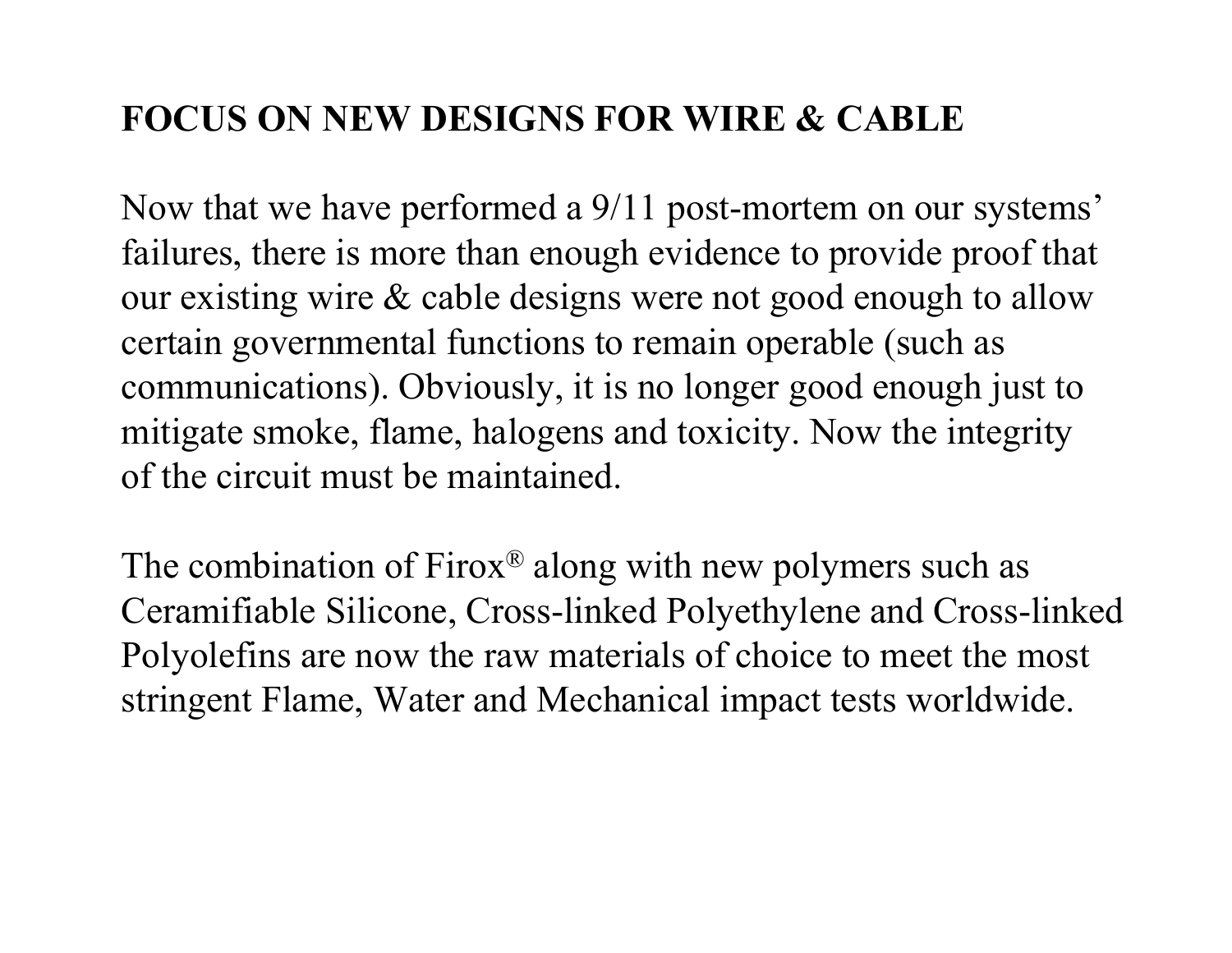# FOCUS ON NEW DESIGNS FOR WIRE & CABLE

Now that we have performed a 9/11 post-mortem on our systems' failures, there is more than enough evidence to provide proof that our existing wire & cable designs were not good enough to allow certain governmental functions to remain operable (such as communications). Obviously, it is no longer good enough just to mitigate smoke, flame, halogens and toxicity. Now the integrity of the circuit must be maintained.

The combination of Firox® along with new polymers such as Ceramifiable Silicone, Cross-linked Polyethylene and Cross-linked Polyolefins are now the raw materials of choice to meet the most stringent Flame, Water and Mechanical impact tests worldwide.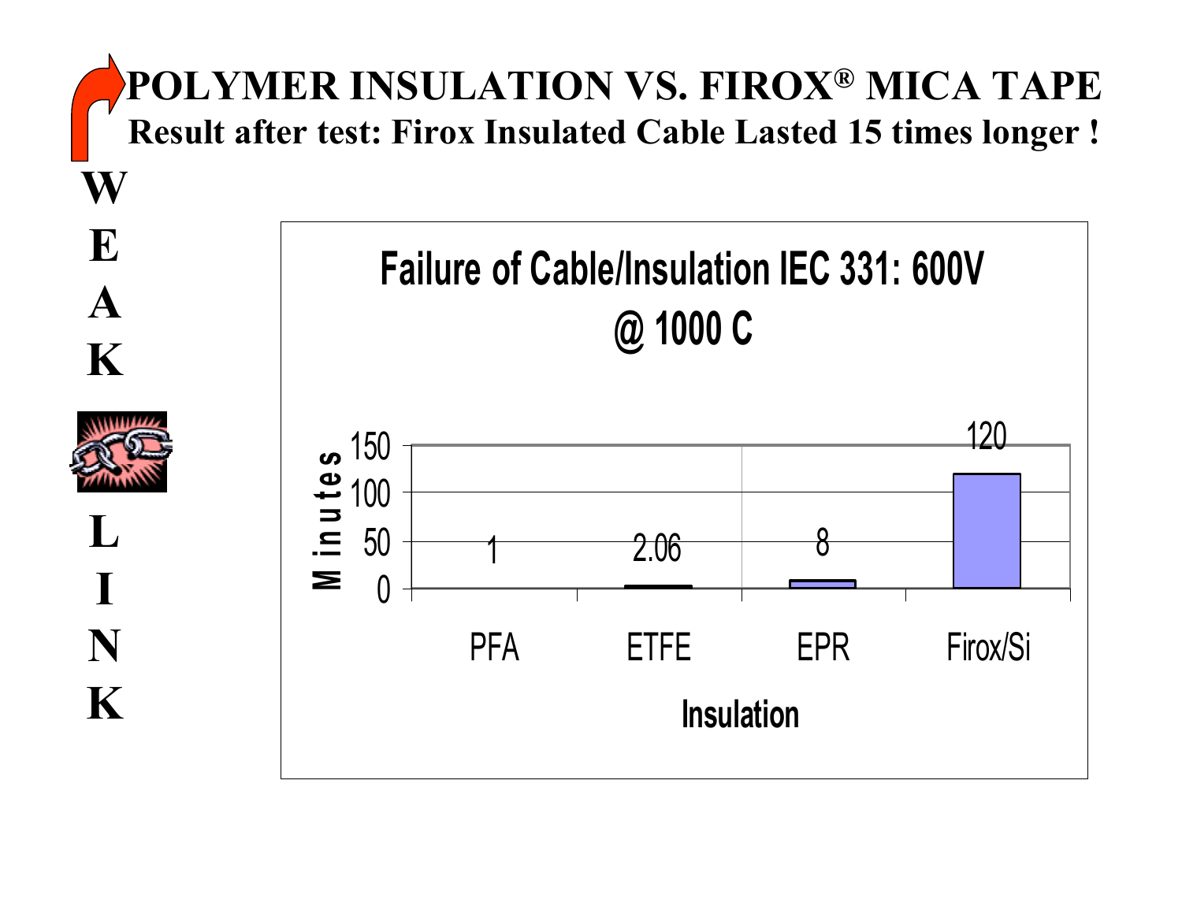# POLYMER INSULATION VS. FIROX® MICA TAPE

**Result after test: Firox Insulated Cable Lasted 15 times longer !**

**WEAK LINK**

**Failure of Cable/Insulation IEC 331: 600V @ 1000 C**

| Insulation | Minutes |
|---|---|
| PFA | 1 |
| ETFE | 2.06 |
| EPR | 8 |
| Firox/Si | 120 |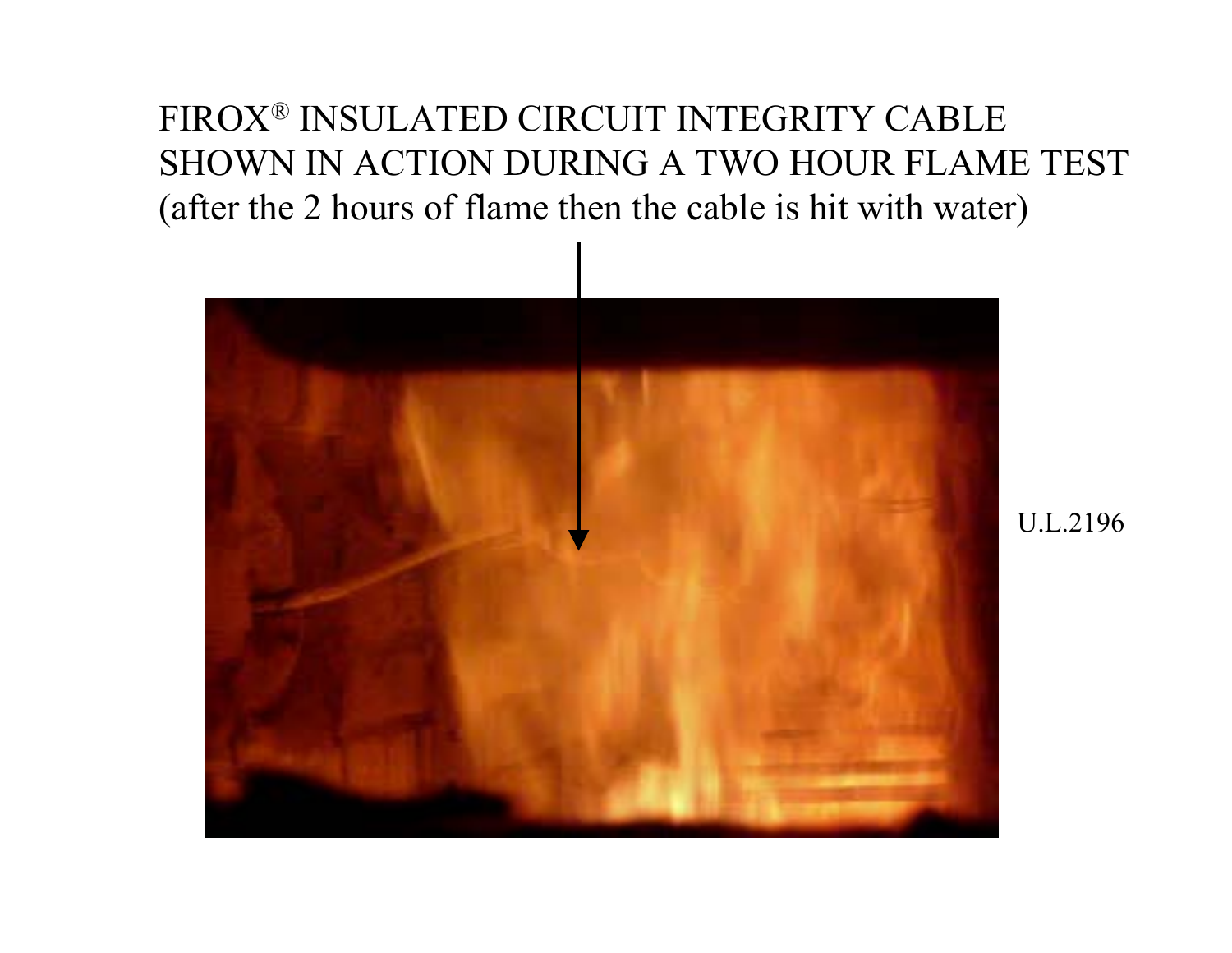FIROX® INSULATED CIRCUIT INTEGRITY CABLE SHOWN IN ACTION DURING A TWO HOUR FLAME TEST (after the 2 hours of flame then the cable is hit with water)

U.L.2196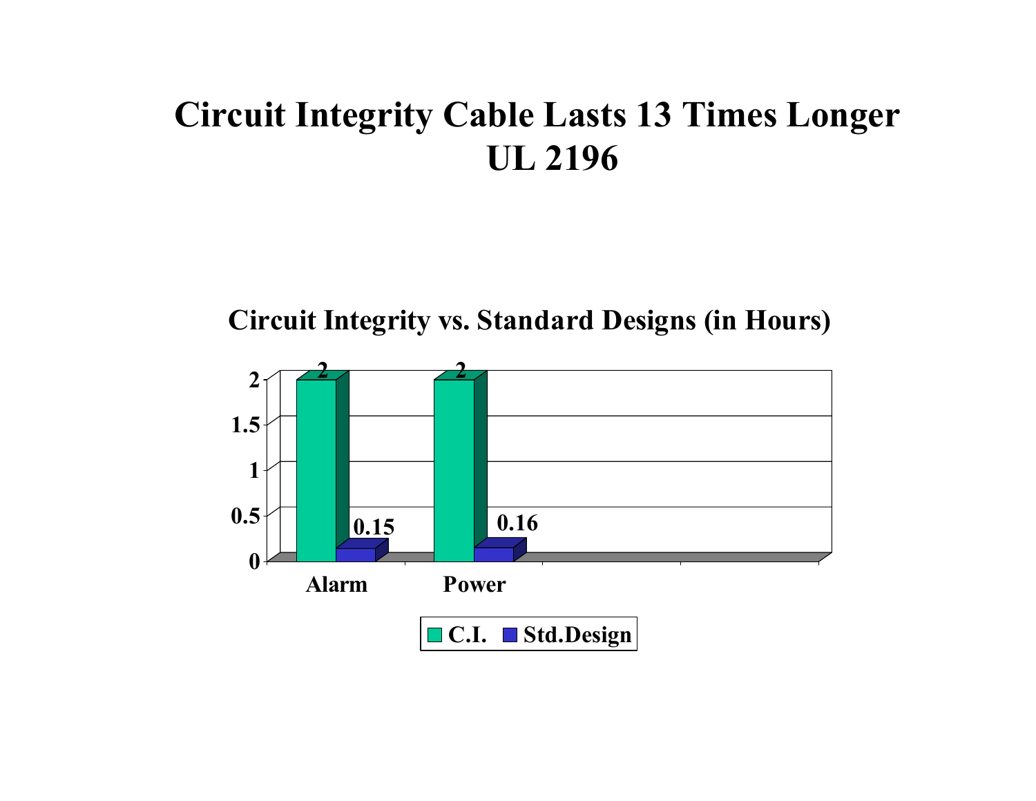# Circuit Integrity Cable Lasts 13 Times Longer UL 2196

**Circuit Integrity vs. Standard Designs (in Hours)**

| | C.I. | Std.Design |
|---|---|---|
| Alarm | 2 | 0.15 |
| Power | 2 | 0.16 |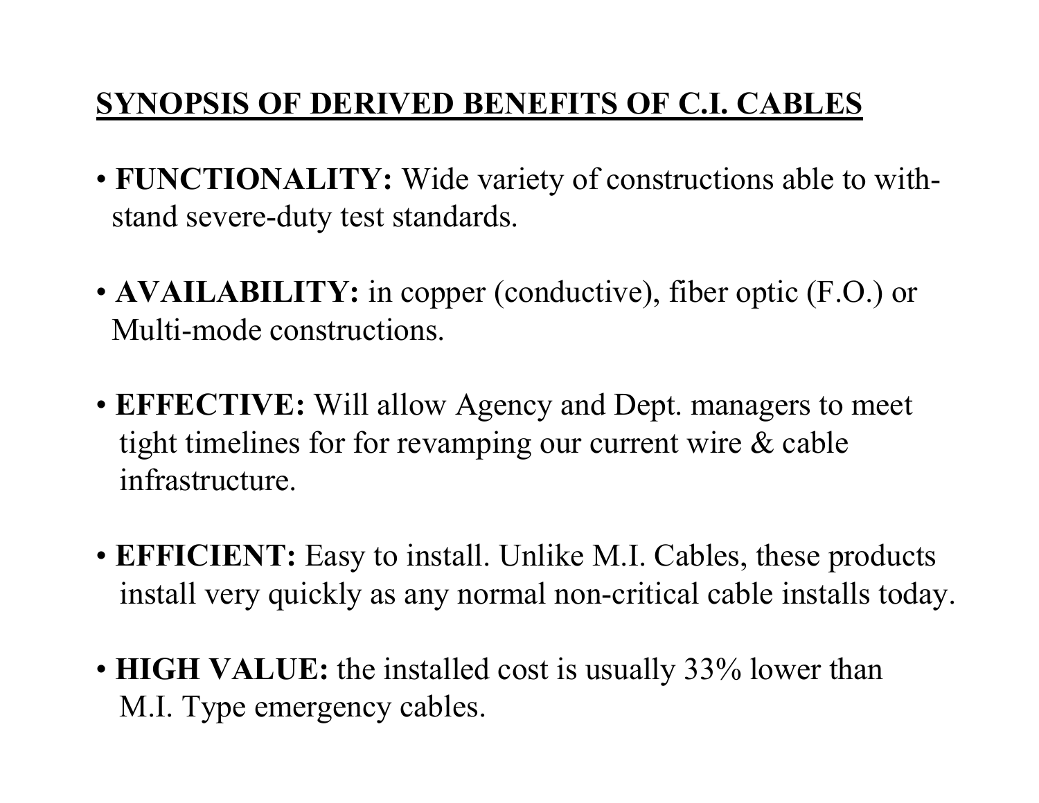## SYNOPSIS OF DERIVED BENEFITS OF C.I. CABLES

- **FUNCTIONALITY:** Wide variety of constructions able to withstand severe-duty test standards.
- **AVAILABILITY:** in copper (conductive), fiber optic (F.O.) or Multi-mode constructions.
- **EFFECTIVE:** Will allow Agency and Dept. managers to meet tight timelines for for revamping our current wire & cable infrastructure.
- **EFFICIENT:** Easy to install. Unlike M.I. Cables, these products install very quickly as any normal non-critical cable installs today.
- **HIGH VALUE:** the installed cost is usually 33% lower than M.I. Type emergency cables.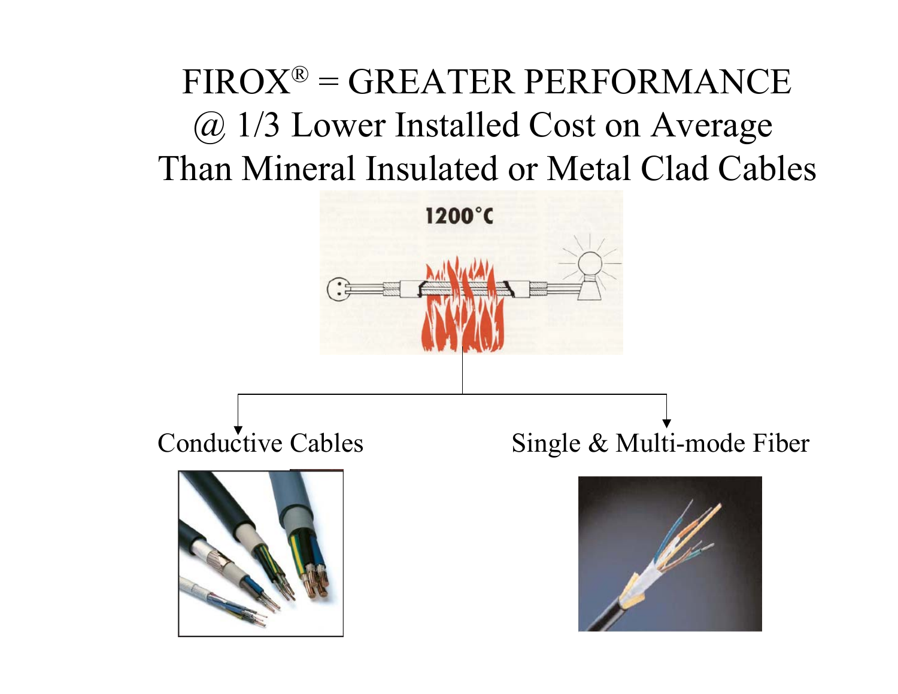# FIROX® = GREATER PERFORMANCE @ 1/3 Lower Installed Cost on Average Than Mineral Insulated or Metal Clad Cables

1200°C

Conductive Cables

Single & Multi-mode Fiber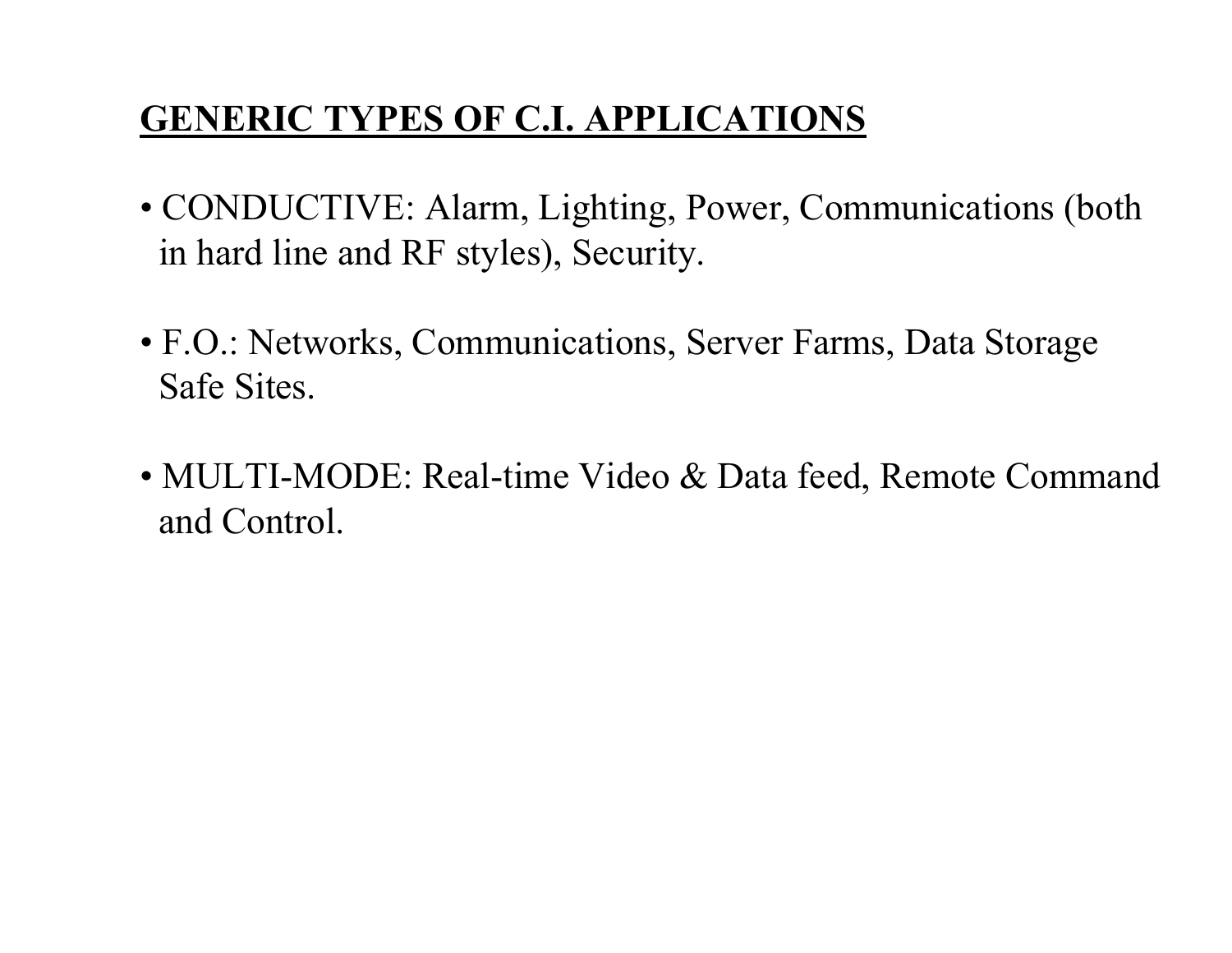## GENERIC TYPES OF C.I. APPLICATIONS

- CONDUCTIVE: Alarm, Lighting, Power, Communications (both in hard line and RF styles), Security.

- F.O.: Networks, Communications, Server Farms, Data Storage Safe Sites.

- MULTI-MODE: Real-time Video & Data feed, Remote Command and Control.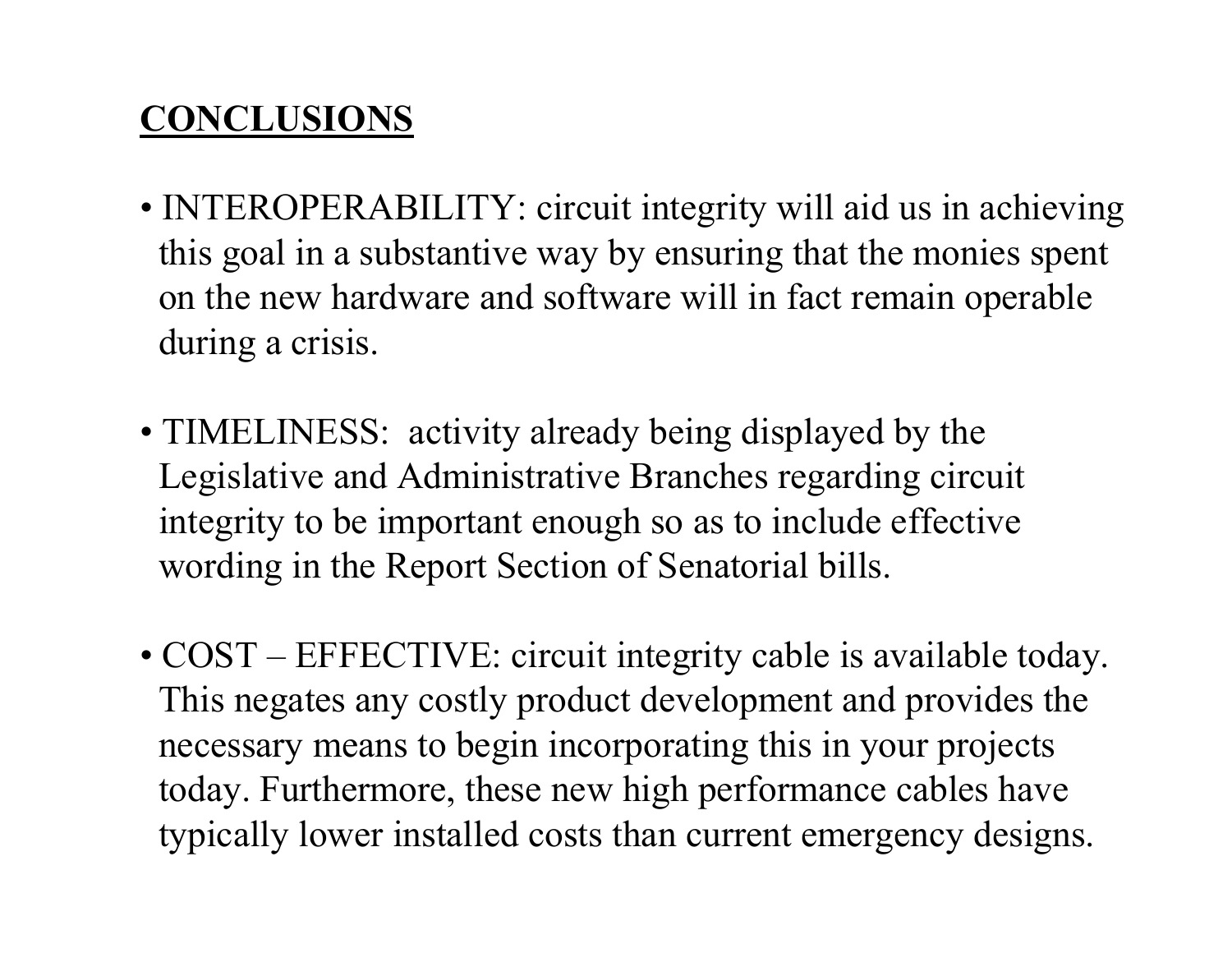## CONCLUSIONS

- INTEROPERABILITY: circuit integrity will aid us in achieving this goal in a substantive way by ensuring that the monies spent on the new hardware and software will in fact remain operable during a crisis.

- TIMELINESS: activity already being displayed by the Legislative and Administrative Branches regarding circuit integrity to be important enough so as to include effective wording in the Report Section of Senatorial bills.

- COST – EFFECTIVE: circuit integrity cable is available today. This negates any costly product development and provides the necessary means to begin incorporating this in your projects today. Furthermore, these new high performance cables have typically lower installed costs than current emergency designs.